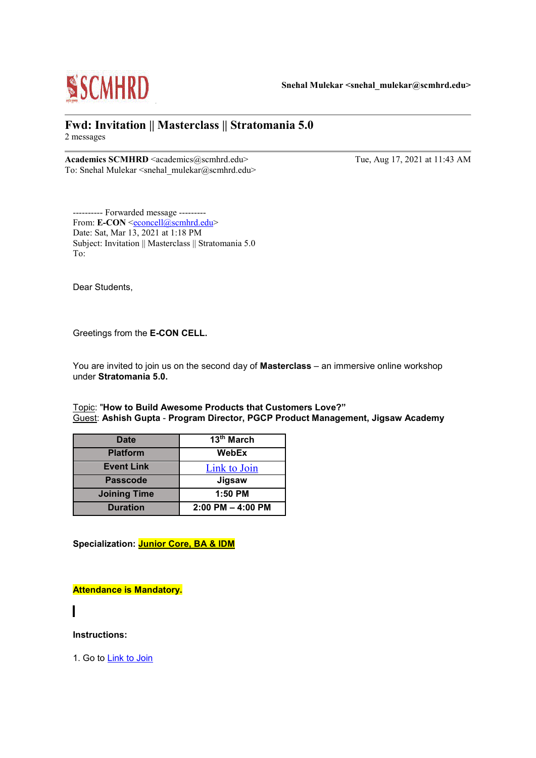SCMHRD

**Snehal Mulekar <snehal_mulekar@scmhrd.edu>**

# Fwd: Invitation || Masterclass || Stratomania 5.0

2 messages

**Academics SCMHRD** <academics@scmhrd.edu> — Tue, Aug 17, 2021 at 11:43 AM
To: Snehal Mulekar <snehal_mulekar@scmhrd.edu>

---------- Forwarded message ---------
From: **E-CON** <econcell@scmhrd.edu>
Date: Sat, Mar 13, 2021 at 1:18 PM
Subject: Invitation || Masterclass || Stratomania 5.0
To:

Dear Students,

Greetings from the **E-CON CELL.**

You are invited to join us on the second day of **Masterclass** – an immersive online workshop under **Stratomania 5.0.**

Topic: **"How to Build Awesome Products that Customers Love?"**
Guest: **Ashish Gupta** - **Program Director, PGCP Product Management, Jigsaw Academy**

| Date | 13th March |
|---|---|
| Platform | WebEx |
| Event Link | Link to Join |
| Passcode | Jigsaw |
| Joining Time | 1:50 PM |
| Duration | 2:00 PM – 4:00 PM |

**Specialization: Junior Core, BA & IDM**

**Attendance is Mandatory.**

**Instructions:**

1. Go to Link to Join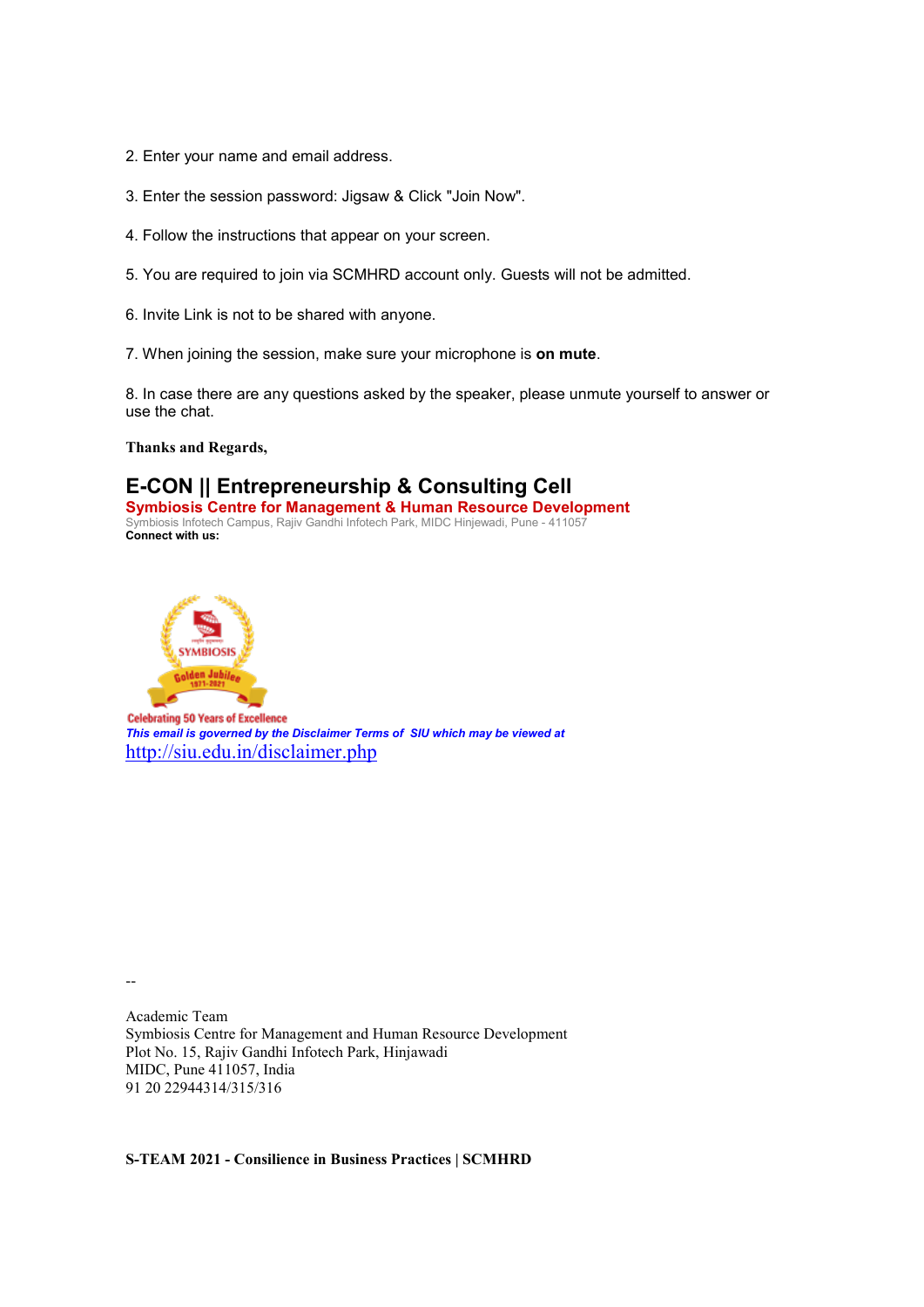2. Enter your name and email address.

3. Enter the session password: Jigsaw & Click "Join Now".

4. Follow the instructions that appear on your screen.

5. You are required to join via SCMHRD account only. Guests will not be admitted.

6. Invite Link is not to be shared with anyone.

7. When joining the session, make sure your microphone is **on mute**.

8. In case there are any questions asked by the speaker, please unmute yourself to answer or use the chat.

**Thanks and Regards,**

## E-CON || Entrepreneurship & Consulting Cell

**Symbiosis Centre for Management & Human Resource Development**

Symbiosis Infotech Campus, Rajiv Gandhi Infotech Park, MIDC Hinjewadi, Pune - 411057

**Connect with us:**

Celebrating 50 Years of Excellence

***This email is governed by the Disclaimer Terms of SIU which may be viewed at***

http://siu.edu.in/disclaimer.php

--

Academic Team
Symbiosis Centre for Management and Human Resource Development
Plot No. 15, Rajiv Gandhi Infotech Park, Hinjawadi
MIDC, Pune 411057, India
91 20 22944314/315/316

**S-TEAM 2021 - Consilience in Business Practices | SCMHRD**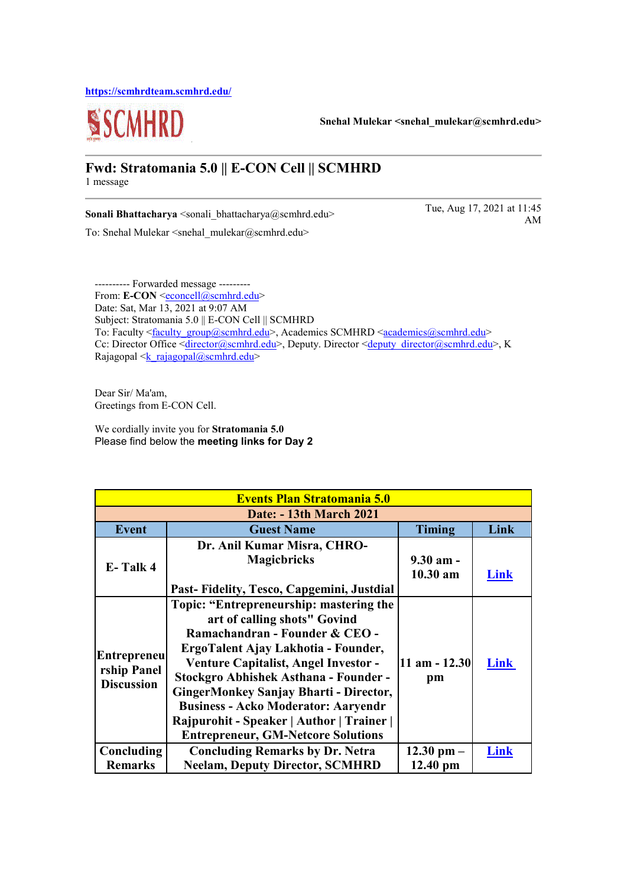https://scmhrdteam.scmhrd.edu/

SCMHRD

**Snehal Mulekar <snehal_mulekar@scmhrd.edu>**

## Fwd: Stratomania 5.0 || E-CON Cell || SCMHRD

1 message

**Sonali Bhattacharya** <sonali_bhattacharya@scmhrd.edu> Tue, Aug 17, 2021 at 11:45 AM

To: Snehal Mulekar <snehal_mulekar@scmhrd.edu>

---------- Forwarded message ---------
From: **E-CON** <econcell@scmhrd.edu>
Date: Sat, Mar 13, 2021 at 9:07 AM
Subject: Stratomania 5.0 || E-CON Cell || SCMHRD
To: Faculty <faculty_group@scmhrd.edu>, Academics SCMHRD <academics@scmhrd.edu>
Cc: Director Office <director@scmhrd.edu>, Deputy. Director <deputy_director@scmhrd.edu>, K Rajagopal <k_rajagopal@scmhrd.edu>

Dear Sir/ Ma'am,
Greetings from E-CON Cell.

We cordially invite you for **Stratomania 5.0**
Please find below the **meeting links for Day 2**

| **Events Plan Stratomania 5.0** | | | |
|---|---|---|---|
| **Date: - 13th March 2021** | | | |
| **Event** | **Guest Name** | **Timing** | **Link** |
| **E- Talk 4** | **Dr. Anil Kumar Misra, CHRO- Magicbricks Past- Fidelity, Tesco, Capgemini, Justdial** | **9.30 am - 10.30 am** | **Link** |
| **Entrepreneurship Panel Discussion** | **Topic: "Entrepreneurship: mastering the art of calling shots" Govind Ramachandran - Founder & CEO - ErgoTalent Ajay Lakhotia - Founder, Venture Capitalist, Angel Investor - Stockgro Abhishek Asthana - Founder - GingerMonkey Sanjay Bharti - Director, Business - Acko Moderator: Aaryendr Rajpurohit - Speaker \| Author \| Trainer \| Entrepreneur, GM-Netcore Solutions** | **11 am - 12.30 pm** | **Link** |
| **Concluding Remarks** | **Concluding Remarks by Dr. Netra Neelam, Deputy Director, SCMHRD** | **12.30 pm – 12.40 pm** | **Link** |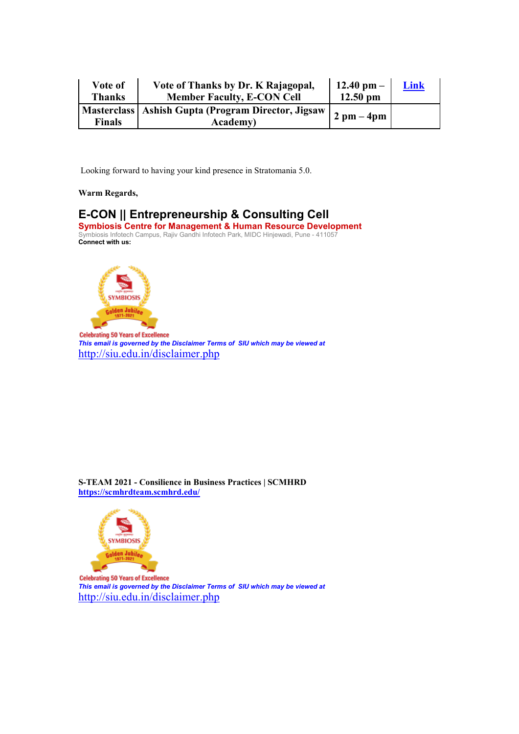| Vote of Thanks | Vote of Thanks by Dr. K Rajagopal, Member Faculty, E-CON Cell | 12.40 pm – 12.50 pm | [Link] |
|---|---|---|---|
| Masterclass Finals | Ashish Gupta (Program Director, Jigsaw Academy) | 2 pm – 4pm | |

Looking forward to having your kind presence in Stratomania 5.0.

**Warm Regards,**

## E-CON || Entrepreneurship & Consulting Cell

**Symbiosis Centre for Management & Human Resource Development**

Symbiosis Infotech Campus, Rajiv Gandhi Infotech Park, MIDC Hinjewadi, Pune - 411057

**Connect with us:**

Celebrating 50 Years of Excellence

***This email is governed by the Disclaimer Terms of SIU which may be viewed at***

http://siu.edu.in/disclaimer.php

**S-TEAM 2021 - Consilience in Business Practices | SCMHRD**

**https://scmhrdteam.scmhrd.edu/**

Celebrating 50 Years of Excellence

***This email is governed by the Disclaimer Terms of SIU which may be viewed at***

http://siu.edu.in/disclaimer.php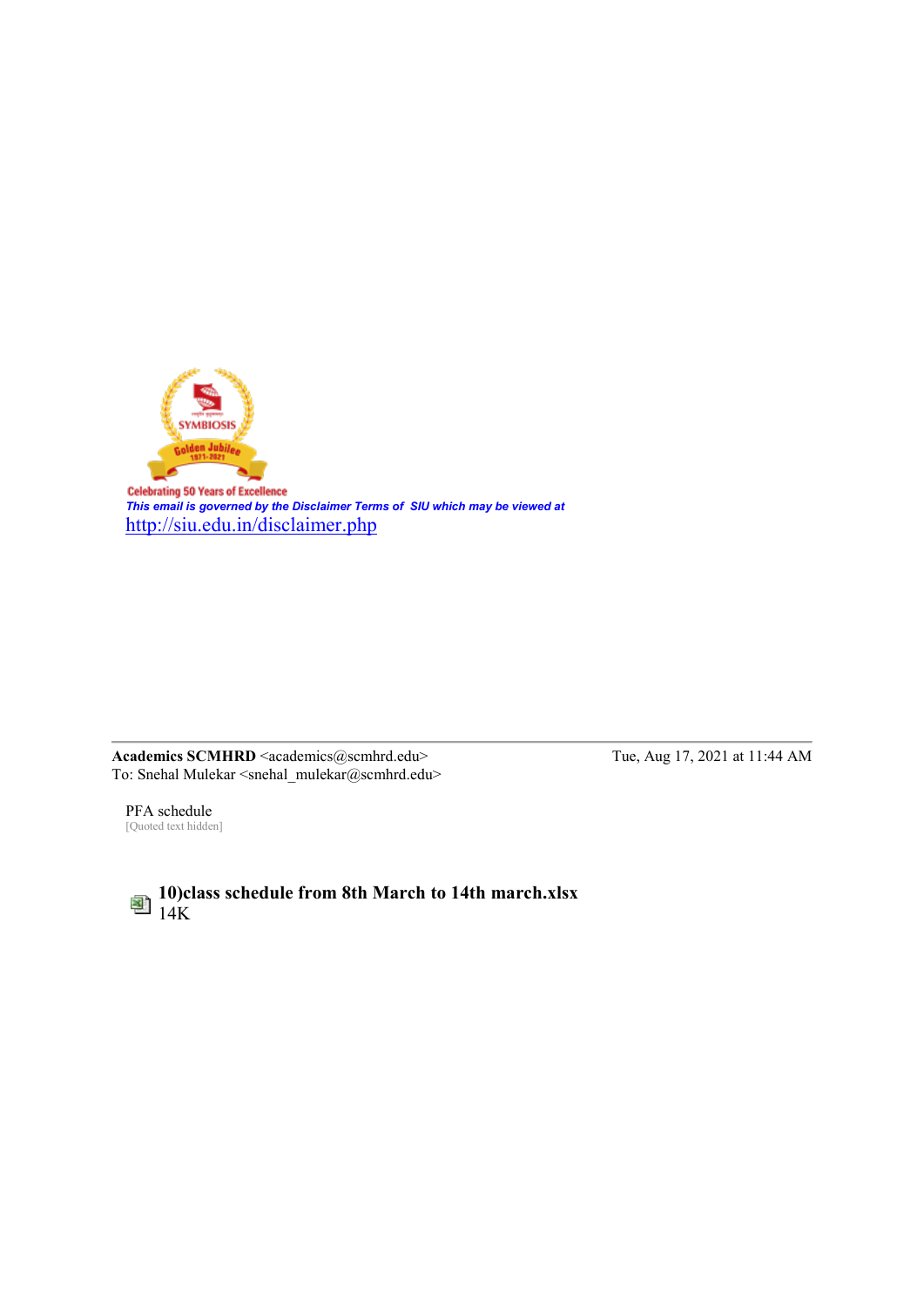Celebrating 50 Years of Excellence

*This email is governed by the Disclaimer Terms of SIU which may be viewed at*
http://siu.edu.in/disclaimer.php

---

**Academics SCMHRD** <academics@scmhrd.edu> Tue, Aug 17, 2021 at 11:44 AM
To: Snehal Mulekar <snehal_mulekar@scmhrd.edu>

PFA schedule
[Quoted text hidden]

**10)class schedule from 8th March to 14th march.xlsx**
14K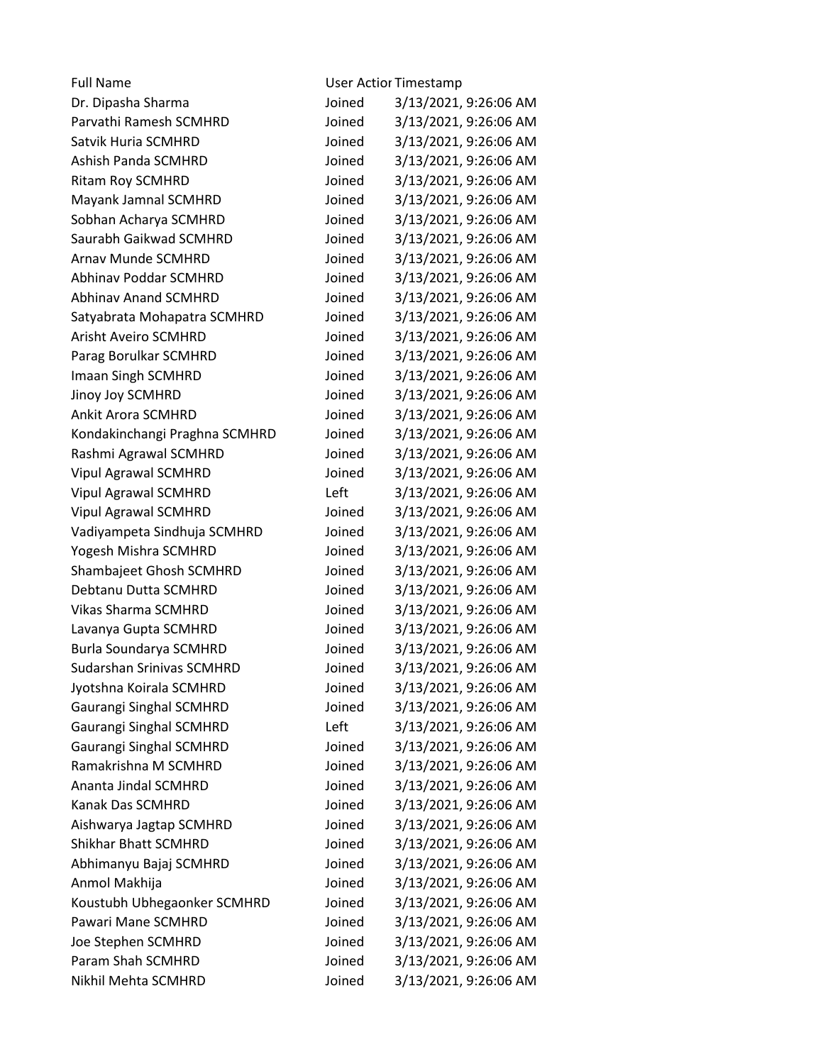| Full Name | User Actior | Timestamp |
|---|---|---|
| Dr. Dipasha Sharma | Joined | 3/13/2021, 9:26:06 AM |
| Parvathi Ramesh SCMHRD | Joined | 3/13/2021, 9:26:06 AM |
| Satvik Huria SCMHRD | Joined | 3/13/2021, 9:26:06 AM |
| Ashish Panda SCMHRD | Joined | 3/13/2021, 9:26:06 AM |
| Ritam Roy SCMHRD | Joined | 3/13/2021, 9:26:06 AM |
| Mayank Jamnal SCMHRD | Joined | 3/13/2021, 9:26:06 AM |
| Sobhan Acharya SCMHRD | Joined | 3/13/2021, 9:26:06 AM |
| Saurabh Gaikwad SCMHRD | Joined | 3/13/2021, 9:26:06 AM |
| Arnav Munde SCMHRD | Joined | 3/13/2021, 9:26:06 AM |
| Abhinav Poddar SCMHRD | Joined | 3/13/2021, 9:26:06 AM |
| Abhinav Anand SCMHRD | Joined | 3/13/2021, 9:26:06 AM |
| Satyabrata Mohapatra SCMHRD | Joined | 3/13/2021, 9:26:06 AM |
| Arisht Aveiro SCMHRD | Joined | 3/13/2021, 9:26:06 AM |
| Parag Borulkar SCMHRD | Joined | 3/13/2021, 9:26:06 AM |
| Imaan Singh SCMHRD | Joined | 3/13/2021, 9:26:06 AM |
| Jinoy Joy SCMHRD | Joined | 3/13/2021, 9:26:06 AM |
| Ankit Arora SCMHRD | Joined | 3/13/2021, 9:26:06 AM |
| Kondakinchangi Praghna SCMHRD | Joined | 3/13/2021, 9:26:06 AM |
| Rashmi Agrawal SCMHRD | Joined | 3/13/2021, 9:26:06 AM |
| Vipul Agrawal SCMHRD | Joined | 3/13/2021, 9:26:06 AM |
| Vipul Agrawal SCMHRD | Left | 3/13/2021, 9:26:06 AM |
| Vipul Agrawal SCMHRD | Joined | 3/13/2021, 9:26:06 AM |
| Vadiyampeta Sindhuja SCMHRD | Joined | 3/13/2021, 9:26:06 AM |
| Yogesh Mishra SCMHRD | Joined | 3/13/2021, 9:26:06 AM |
| Shambajeet Ghosh SCMHRD | Joined | 3/13/2021, 9:26:06 AM |
| Debtanu Dutta SCMHRD | Joined | 3/13/2021, 9:26:06 AM |
| Vikas Sharma SCMHRD | Joined | 3/13/2021, 9:26:06 AM |
| Lavanya Gupta SCMHRD | Joined | 3/13/2021, 9:26:06 AM |
| Burla Soundarya SCMHRD | Joined | 3/13/2021, 9:26:06 AM |
| Sudarshan Srinivas SCMHRD | Joined | 3/13/2021, 9:26:06 AM |
| Jyotshna Koirala SCMHRD | Joined | 3/13/2021, 9:26:06 AM |
| Gaurangi Singhal SCMHRD | Joined | 3/13/2021, 9:26:06 AM |
| Gaurangi Singhal SCMHRD | Left | 3/13/2021, 9:26:06 AM |
| Gaurangi Singhal SCMHRD | Joined | 3/13/2021, 9:26:06 AM |
| Ramakrishna M SCMHRD | Joined | 3/13/2021, 9:26:06 AM |
| Ananta Jindal SCMHRD | Joined | 3/13/2021, 9:26:06 AM |
| Kanak Das SCMHRD | Joined | 3/13/2021, 9:26:06 AM |
| Aishwarya Jagtap SCMHRD | Joined | 3/13/2021, 9:26:06 AM |
| Shikhar Bhatt SCMHRD | Joined | 3/13/2021, 9:26:06 AM |
| Abhimanyu Bajaj SCMHRD | Joined | 3/13/2021, 9:26:06 AM |
| Anmol Makhija | Joined | 3/13/2021, 9:26:06 AM |
| Koustubh Ubhegaonker SCMHRD | Joined | 3/13/2021, 9:26:06 AM |
| Pawari Mane SCMHRD | Joined | 3/13/2021, 9:26:06 AM |
| Joe Stephen SCMHRD | Joined | 3/13/2021, 9:26:06 AM |
| Param Shah SCMHRD | Joined | 3/13/2021, 9:26:06 AM |
| Nikhil Mehta SCMHRD | Joined | 3/13/2021, 9:26:06 AM |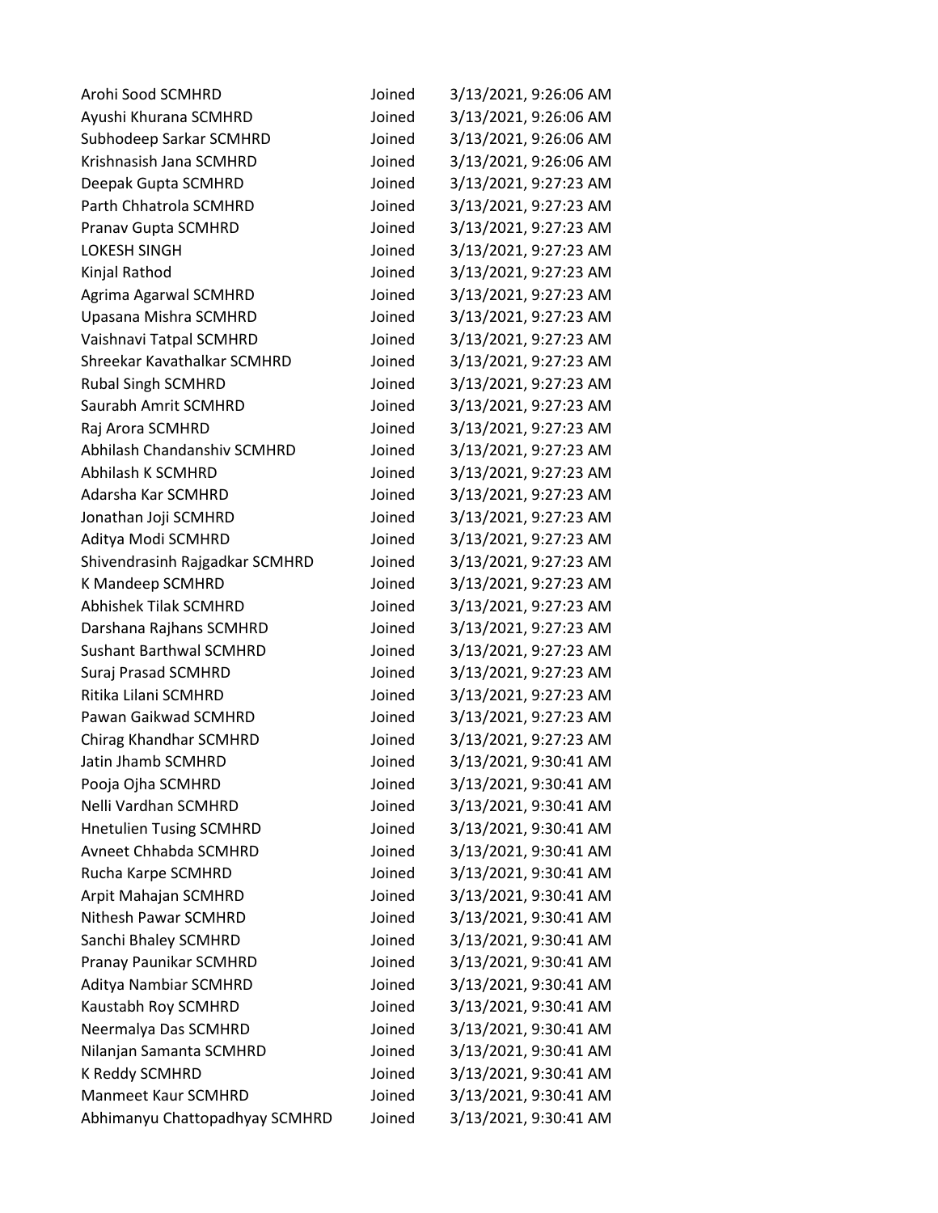| | | |
|---|---|---|
| Arohi Sood SCMHRD | Joined | 3/13/2021, 9:26:06 AM |
| Ayushi Khurana SCMHRD | Joined | 3/13/2021, 9:26:06 AM |
| Subhodeep Sarkar SCMHRD | Joined | 3/13/2021, 9:26:06 AM |
| Krishnasish Jana SCMHRD | Joined | 3/13/2021, 9:26:06 AM |
| Deepak Gupta SCMHRD | Joined | 3/13/2021, 9:27:23 AM |
| Parth Chhatrola SCMHRD | Joined | 3/13/2021, 9:27:23 AM |
| Pranav Gupta SCMHRD | Joined | 3/13/2021, 9:27:23 AM |
| LOKESH SINGH | Joined | 3/13/2021, 9:27:23 AM |
| Kinjal Rathod | Joined | 3/13/2021, 9:27:23 AM |
| Agrima Agarwal SCMHRD | Joined | 3/13/2021, 9:27:23 AM |
| Upasana Mishra SCMHRD | Joined | 3/13/2021, 9:27:23 AM |
| Vaishnavi Tatpal SCMHRD | Joined | 3/13/2021, 9:27:23 AM |
| Shreekar Kavathalkar SCMHRD | Joined | 3/13/2021, 9:27:23 AM |
| Rubal Singh SCMHRD | Joined | 3/13/2021, 9:27:23 AM |
| Saurabh Amrit SCMHRD | Joined | 3/13/2021, 9:27:23 AM |
| Raj Arora SCMHRD | Joined | 3/13/2021, 9:27:23 AM |
| Abhilash Chandanshiv SCMHRD | Joined | 3/13/2021, 9:27:23 AM |
| Abhilash K SCMHRD | Joined | 3/13/2021, 9:27:23 AM |
| Adarsha Kar SCMHRD | Joined | 3/13/2021, 9:27:23 AM |
| Jonathan Joji SCMHRD | Joined | 3/13/2021, 9:27:23 AM |
| Aditya Modi SCMHRD | Joined | 3/13/2021, 9:27:23 AM |
| Shivendrasinh Rajgadkar SCMHRD | Joined | 3/13/2021, 9:27:23 AM |
| K Mandeep SCMHRD | Joined | 3/13/2021, 9:27:23 AM |
| Abhishek Tilak SCMHRD | Joined | 3/13/2021, 9:27:23 AM |
| Darshana Rajhans SCMHRD | Joined | 3/13/2021, 9:27:23 AM |
| Sushant Barthwal SCMHRD | Joined | 3/13/2021, 9:27:23 AM |
| Suraj Prasad SCMHRD | Joined | 3/13/2021, 9:27:23 AM |
| Ritika Lilani SCMHRD | Joined | 3/13/2021, 9:27:23 AM |
| Pawan Gaikwad SCMHRD | Joined | 3/13/2021, 9:27:23 AM |
| Chirag Khandhar SCMHRD | Joined | 3/13/2021, 9:27:23 AM |
| Jatin Jhamb SCMHRD | Joined | 3/13/2021, 9:30:41 AM |
| Pooja Ojha SCMHRD | Joined | 3/13/2021, 9:30:41 AM |
| Nelli Vardhan SCMHRD | Joined | 3/13/2021, 9:30:41 AM |
| Hnetulien Tusing SCMHRD | Joined | 3/13/2021, 9:30:41 AM |
| Avneet Chhabda SCMHRD | Joined | 3/13/2021, 9:30:41 AM |
| Rucha Karpe SCMHRD | Joined | 3/13/2021, 9:30:41 AM |
| Arpit Mahajan SCMHRD | Joined | 3/13/2021, 9:30:41 AM |
| Nithesh Pawar SCMHRD | Joined | 3/13/2021, 9:30:41 AM |
| Sanchi Bhaley SCMHRD | Joined | 3/13/2021, 9:30:41 AM |
| Pranay Paunikar SCMHRD | Joined | 3/13/2021, 9:30:41 AM |
| Aditya Nambiar SCMHRD | Joined | 3/13/2021, 9:30:41 AM |
| Kaustabh Roy SCMHRD | Joined | 3/13/2021, 9:30:41 AM |
| Neermalya Das SCMHRD | Joined | 3/13/2021, 9:30:41 AM |
| Nilanjan Samanta SCMHRD | Joined | 3/13/2021, 9:30:41 AM |
| K Reddy SCMHRD | Joined | 3/13/2021, 9:30:41 AM |
| Manmeet Kaur SCMHRD | Joined | 3/13/2021, 9:30:41 AM |
| Abhimanyu Chattopadhyay SCMHRD | Joined | 3/13/2021, 9:30:41 AM |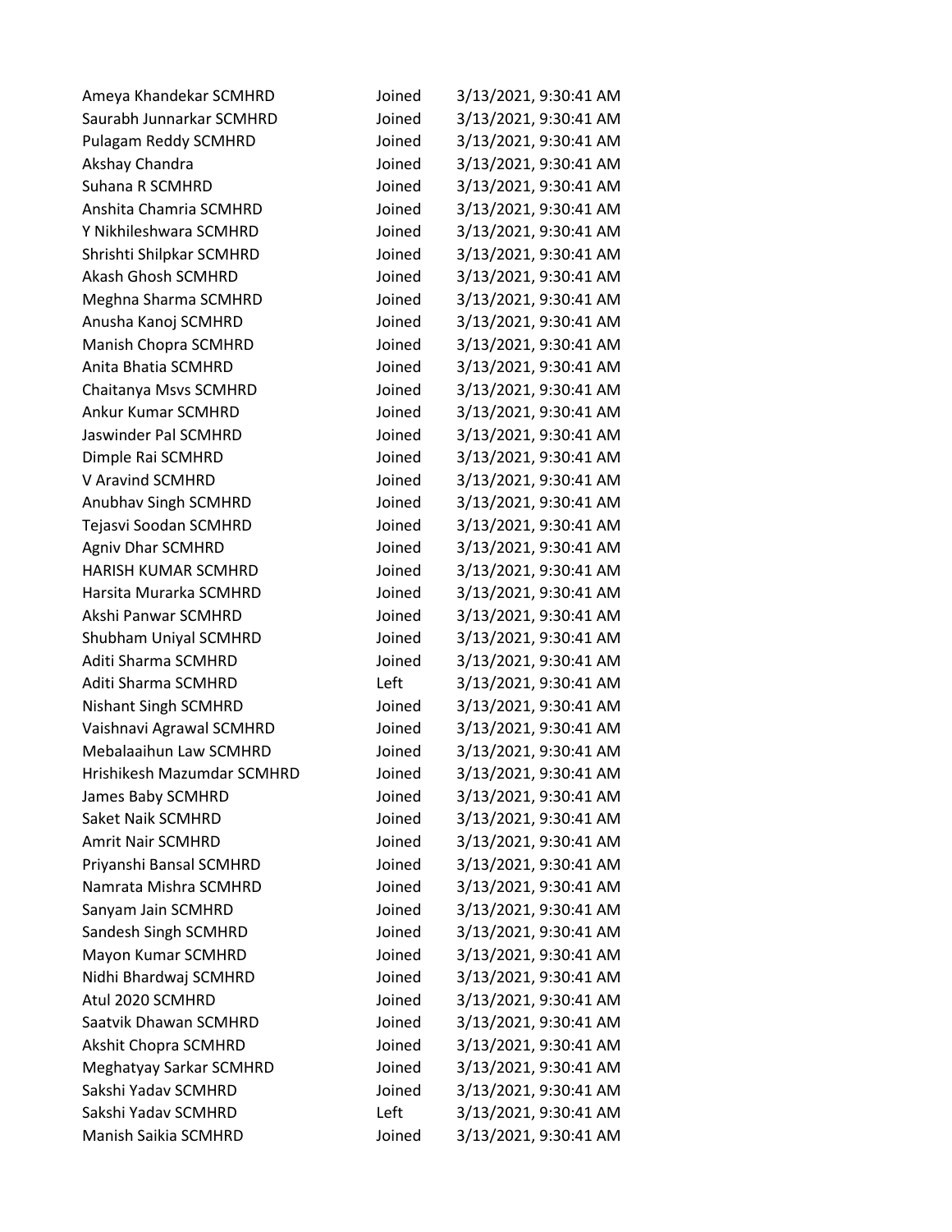| | | |
|---|---|---|
| Ameya Khandekar SCMHRD | Joined | 3/13/2021, 9:30:41 AM |
| Saurabh Junnarkar SCMHRD | Joined | 3/13/2021, 9:30:41 AM |
| Pulagam Reddy SCMHRD | Joined | 3/13/2021, 9:30:41 AM |
| Akshay Chandra | Joined | 3/13/2021, 9:30:41 AM |
| Suhana R SCMHRD | Joined | 3/13/2021, 9:30:41 AM |
| Anshita Chamria SCMHRD | Joined | 3/13/2021, 9:30:41 AM |
| Y Nikhileshwara SCMHRD | Joined | 3/13/2021, 9:30:41 AM |
| Shrishti Shilpkar SCMHRD | Joined | 3/13/2021, 9:30:41 AM |
| Akash Ghosh SCMHRD | Joined | 3/13/2021, 9:30:41 AM |
| Meghna Sharma SCMHRD | Joined | 3/13/2021, 9:30:41 AM |
| Anusha Kanoj SCMHRD | Joined | 3/13/2021, 9:30:41 AM |
| Manish Chopra SCMHRD | Joined | 3/13/2021, 9:30:41 AM |
| Anita Bhatia SCMHRD | Joined | 3/13/2021, 9:30:41 AM |
| Chaitanya Msvs SCMHRD | Joined | 3/13/2021, 9:30:41 AM |
| Ankur Kumar SCMHRD | Joined | 3/13/2021, 9:30:41 AM |
| Jaswinder Pal SCMHRD | Joined | 3/13/2021, 9:30:41 AM |
| Dimple Rai SCMHRD | Joined | 3/13/2021, 9:30:41 AM |
| V Aravind SCMHRD | Joined | 3/13/2021, 9:30:41 AM |
| Anubhav Singh SCMHRD | Joined | 3/13/2021, 9:30:41 AM |
| Tejasvi Soodan SCMHRD | Joined | 3/13/2021, 9:30:41 AM |
| Agniv Dhar SCMHRD | Joined | 3/13/2021, 9:30:41 AM |
| HARISH KUMAR SCMHRD | Joined | 3/13/2021, 9:30:41 AM |
| Harsita Murarka SCMHRD | Joined | 3/13/2021, 9:30:41 AM |
| Akshi Panwar SCMHRD | Joined | 3/13/2021, 9:30:41 AM |
| Shubham Uniyal SCMHRD | Joined | 3/13/2021, 9:30:41 AM |
| Aditi Sharma SCMHRD | Joined | 3/13/2021, 9:30:41 AM |
| Aditi Sharma SCMHRD | Left | 3/13/2021, 9:30:41 AM |
| Nishant Singh SCMHRD | Joined | 3/13/2021, 9:30:41 AM |
| Vaishnavi Agrawal SCMHRD | Joined | 3/13/2021, 9:30:41 AM |
| Mebalaaihun Law SCMHRD | Joined | 3/13/2021, 9:30:41 AM |
| Hrishikesh Mazumdar SCMHRD | Joined | 3/13/2021, 9:30:41 AM |
| James Baby SCMHRD | Joined | 3/13/2021, 9:30:41 AM |
| Saket Naik SCMHRD | Joined | 3/13/2021, 9:30:41 AM |
| Amrit Nair SCMHRD | Joined | 3/13/2021, 9:30:41 AM |
| Priyanshi Bansal SCMHRD | Joined | 3/13/2021, 9:30:41 AM |
| Namrata Mishra SCMHRD | Joined | 3/13/2021, 9:30:41 AM |
| Sanyam Jain SCMHRD | Joined | 3/13/2021, 9:30:41 AM |
| Sandesh Singh SCMHRD | Joined | 3/13/2021, 9:30:41 AM |
| Mayon Kumar SCMHRD | Joined | 3/13/2021, 9:30:41 AM |
| Nidhi Bhardwaj SCMHRD | Joined | 3/13/2021, 9:30:41 AM |
| Atul 2020 SCMHRD | Joined | 3/13/2021, 9:30:41 AM |
| Saatvik Dhawan SCMHRD | Joined | 3/13/2021, 9:30:41 AM |
| Akshit Chopra SCMHRD | Joined | 3/13/2021, 9:30:41 AM |
| Meghatyay Sarkar SCMHRD | Joined | 3/13/2021, 9:30:41 AM |
| Sakshi Yadav SCMHRD | Joined | 3/13/2021, 9:30:41 AM |
| Sakshi Yadav SCMHRD | Left | 3/13/2021, 9:30:41 AM |
| Manish Saikia SCMHRD | Joined | 3/13/2021, 9:30:41 AM |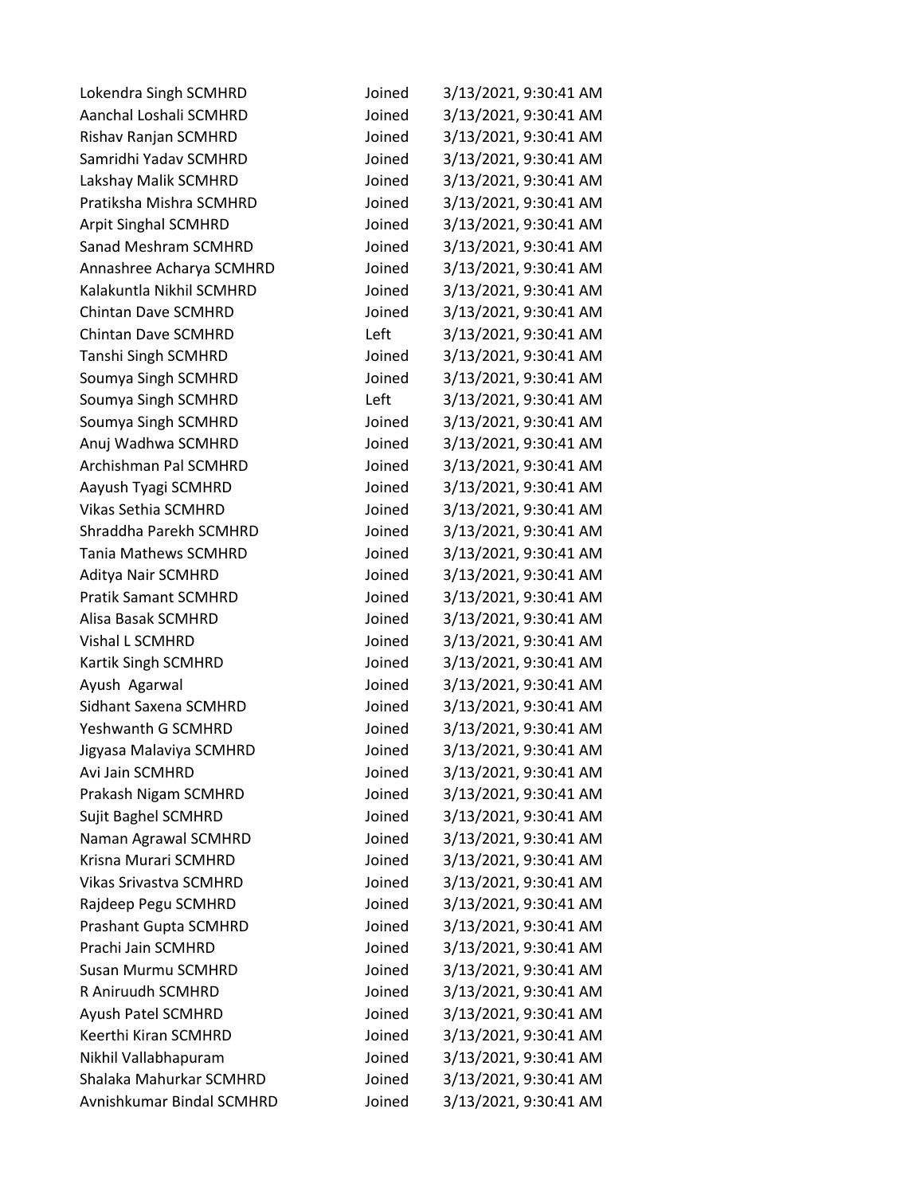| | | |
|---|---|---|
| Lokendra Singh SCMHRD | Joined | 3/13/2021, 9:30:41 AM |
| Aanchal Loshali SCMHRD | Joined | 3/13/2021, 9:30:41 AM |
| Rishav Ranjan SCMHRD | Joined | 3/13/2021, 9:30:41 AM |
| Samridhi Yadav SCMHRD | Joined | 3/13/2021, 9:30:41 AM |
| Lakshay Malik SCMHRD | Joined | 3/13/2021, 9:30:41 AM |
| Pratiksha Mishra SCMHRD | Joined | 3/13/2021, 9:30:41 AM |
| Arpit Singhal SCMHRD | Joined | 3/13/2021, 9:30:41 AM |
| Sanad Meshram SCMHRD | Joined | 3/13/2021, 9:30:41 AM |
| Annashree Acharya SCMHRD | Joined | 3/13/2021, 9:30:41 AM |
| Kalakuntla Nikhil SCMHRD | Joined | 3/13/2021, 9:30:41 AM |
| Chintan Dave SCMHRD | Joined | 3/13/2021, 9:30:41 AM |
| Chintan Dave SCMHRD | Left | 3/13/2021, 9:30:41 AM |
| Tanshi Singh SCMHRD | Joined | 3/13/2021, 9:30:41 AM |
| Soumya Singh SCMHRD | Joined | 3/13/2021, 9:30:41 AM |
| Soumya Singh SCMHRD | Left | 3/13/2021, 9:30:41 AM |
| Soumya Singh SCMHRD | Joined | 3/13/2021, 9:30:41 AM |
| Anuj Wadhwa SCMHRD | Joined | 3/13/2021, 9:30:41 AM |
| Archishman Pal SCMHRD | Joined | 3/13/2021, 9:30:41 AM |
| Aayush Tyagi SCMHRD | Joined | 3/13/2021, 9:30:41 AM |
| Vikas Sethia SCMHRD | Joined | 3/13/2021, 9:30:41 AM |
| Shraddha Parekh SCMHRD | Joined | 3/13/2021, 9:30:41 AM |
| Tania Mathews SCMHRD | Joined | 3/13/2021, 9:30:41 AM |
| Aditya Nair SCMHRD | Joined | 3/13/2021, 9:30:41 AM |
| Pratik Samant SCMHRD | Joined | 3/13/2021, 9:30:41 AM |
| Alisa Basak SCMHRD | Joined | 3/13/2021, 9:30:41 AM |
| Vishal L SCMHRD | Joined | 3/13/2021, 9:30:41 AM |
| Kartik Singh SCMHRD | Joined | 3/13/2021, 9:30:41 AM |
| Ayush  Agarwal | Joined | 3/13/2021, 9:30:41 AM |
| Sidhant Saxena SCMHRD | Joined | 3/13/2021, 9:30:41 AM |
| Yeshwanth G SCMHRD | Joined | 3/13/2021, 9:30:41 AM |
| Jigyasa Malaviya SCMHRD | Joined | 3/13/2021, 9:30:41 AM |
| Avi Jain SCMHRD | Joined | 3/13/2021, 9:30:41 AM |
| Prakash Nigam SCMHRD | Joined | 3/13/2021, 9:30:41 AM |
| Sujit Baghel SCMHRD | Joined | 3/13/2021, 9:30:41 AM |
| Naman Agrawal SCMHRD | Joined | 3/13/2021, 9:30:41 AM |
| Krisna Murari SCMHRD | Joined | 3/13/2021, 9:30:41 AM |
| Vikas Srivastva SCMHRD | Joined | 3/13/2021, 9:30:41 AM |
| Rajdeep Pegu SCMHRD | Joined | 3/13/2021, 9:30:41 AM |
| Prashant Gupta SCMHRD | Joined | 3/13/2021, 9:30:41 AM |
| Prachi Jain SCMHRD | Joined | 3/13/2021, 9:30:41 AM |
| Susan Murmu SCMHRD | Joined | 3/13/2021, 9:30:41 AM |
| R Aniruudh SCMHRD | Joined | 3/13/2021, 9:30:41 AM |
| Ayush Patel SCMHRD | Joined | 3/13/2021, 9:30:41 AM |
| Keerthi Kiran SCMHRD | Joined | 3/13/2021, 9:30:41 AM |
| Nikhil Vallabhapuram | Joined | 3/13/2021, 9:30:41 AM |
| Shalaka Mahurkar SCMHRD | Joined | 3/13/2021, 9:30:41 AM |
| Avnishkumar Bindal SCMHRD | Joined | 3/13/2021, 9:30:41 AM |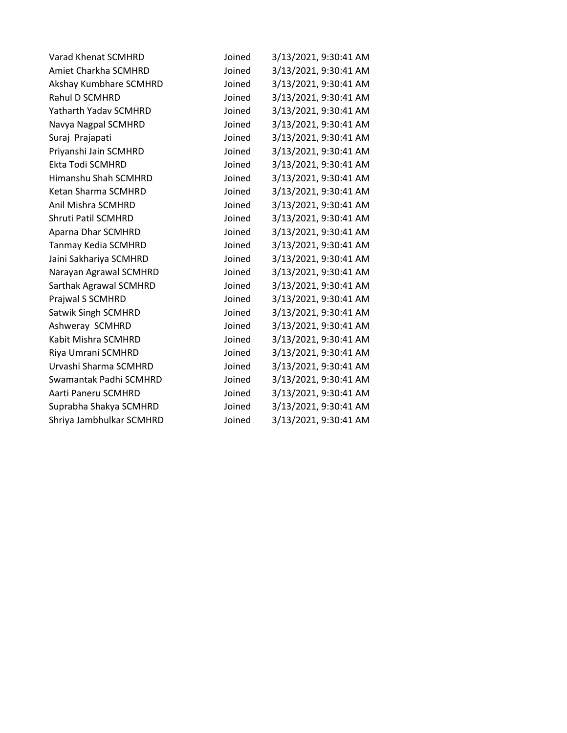| | | |
|---|---|---|
| Varad Khenat SCMHRD | Joined | 3/13/2021, 9:30:41 AM |
| Amiet Charkha SCMHRD | Joined | 3/13/2021, 9:30:41 AM |
| Akshay Kumbhare SCMHRD | Joined | 3/13/2021, 9:30:41 AM |
| Rahul D SCMHRD | Joined | 3/13/2021, 9:30:41 AM |
| Yatharth Yadav SCMHRD | Joined | 3/13/2021, 9:30:41 AM |
| Navya Nagpal SCMHRD | Joined | 3/13/2021, 9:30:41 AM |
| Suraj Prajapati | Joined | 3/13/2021, 9:30:41 AM |
| Priyanshi Jain SCMHRD | Joined | 3/13/2021, 9:30:41 AM |
| Ekta Todi SCMHRD | Joined | 3/13/2021, 9:30:41 AM |
| Himanshu Shah SCMHRD | Joined | 3/13/2021, 9:30:41 AM |
| Ketan Sharma SCMHRD | Joined | 3/13/2021, 9:30:41 AM |
| Anil Mishra SCMHRD | Joined | 3/13/2021, 9:30:41 AM |
| Shruti Patil SCMHRD | Joined | 3/13/2021, 9:30:41 AM |
| Aparna Dhar SCMHRD | Joined | 3/13/2021, 9:30:41 AM |
| Tanmay Kedia SCMHRD | Joined | 3/13/2021, 9:30:41 AM |
| Jaini Sakhariya SCMHRD | Joined | 3/13/2021, 9:30:41 AM |
| Narayan Agrawal SCMHRD | Joined | 3/13/2021, 9:30:41 AM |
| Sarthak Agrawal SCMHRD | Joined | 3/13/2021, 9:30:41 AM |
| Prajwal S SCMHRD | Joined | 3/13/2021, 9:30:41 AM |
| Satwik Singh SCMHRD | Joined | 3/13/2021, 9:30:41 AM |
| Ashweray SCMHRD | Joined | 3/13/2021, 9:30:41 AM |
| Kabit Mishra SCMHRD | Joined | 3/13/2021, 9:30:41 AM |
| Riya Umrani SCMHRD | Joined | 3/13/2021, 9:30:41 AM |
| Urvashi Sharma SCMHRD | Joined | 3/13/2021, 9:30:41 AM |
| Swamantak Padhi SCMHRD | Joined | 3/13/2021, 9:30:41 AM |
| Aarti Paneru SCMHRD | Joined | 3/13/2021, 9:30:41 AM |
| Suprabha Shakya SCMHRD | Joined | 3/13/2021, 9:30:41 AM |
| Shriya Jambhulkar SCMHRD | Joined | 3/13/2021, 9:30:41 AM |